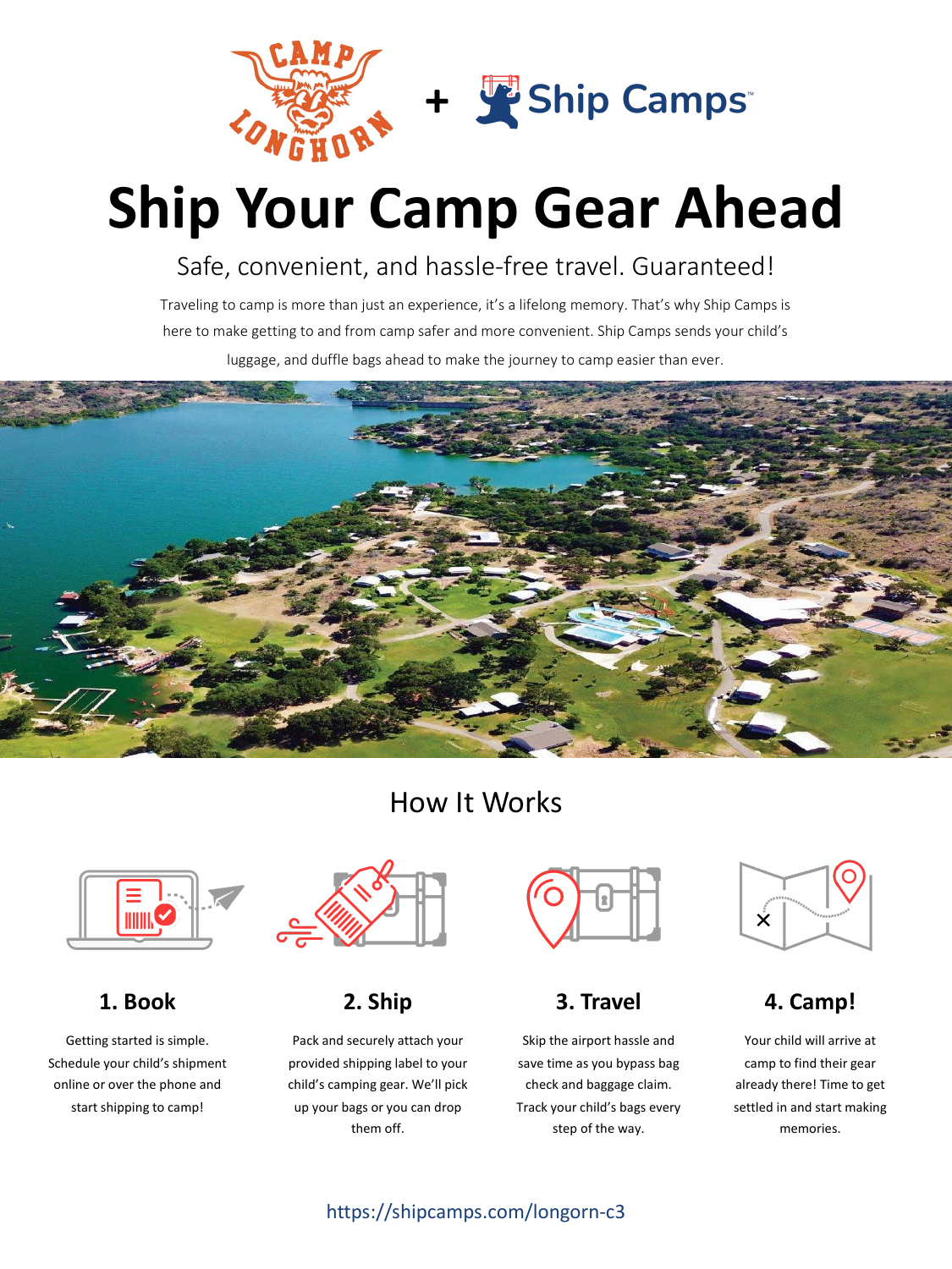# Ship Your Camp Gear Ahead

Safe, convenient, and hassle-free travel. Guaranteed!

Traveling to camp is more than just an experience, it's a lifelong memory. That's why Ship Camps is here to make getting to and from camp safer and more convenient. Ship Camps sends your child's luggage, and duffle bags ahead to make the journey to camp easier than ever.

## How It Works

### 1. Book

Getting started is simple. Schedule your child's shipment online or over the phone and start shipping to camp!

### 2. Ship

Pack and securely attach your provided shipping label to your child's camping gear. We'll pick up your bags or you can drop them off.

### 3. Travel

Skip the airport hassle and save time as you bypass bag check and baggage claim. Track your child's bags every step of the way.

### 4. Camp!

Your child will arrive at camp to find their gear already there! Time to get settled in and start making memories.

https://shipcamps.com/longorn-c3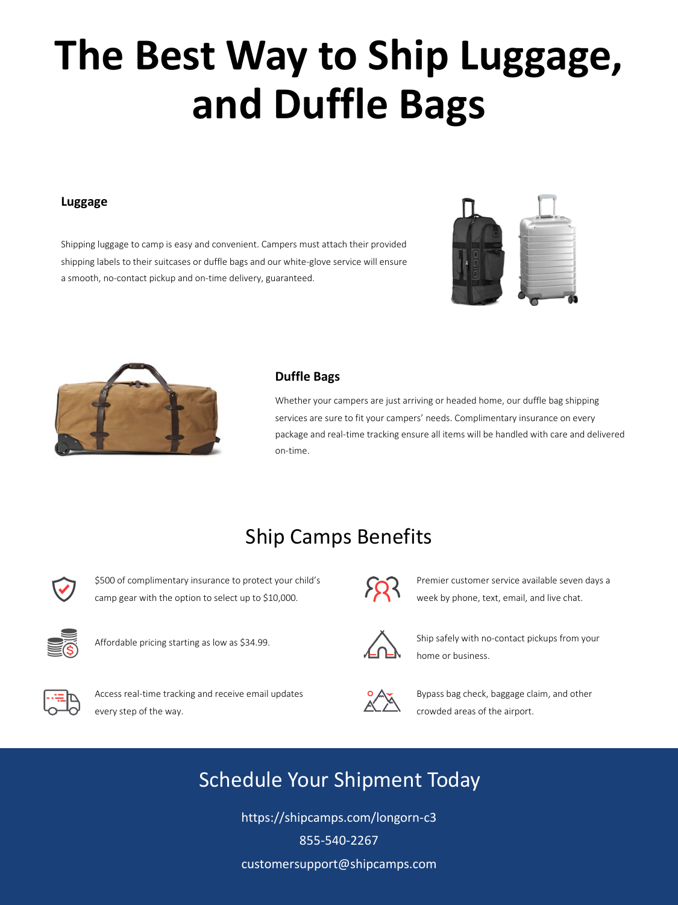# The Best Way to Ship Luggage, and Duffle Bags

### Luggage

Shipping luggage to camp is easy and convenient. Campers must attach their provided shipping labels to their suitcases or duffle bags and our white-glove service will ensure a smooth, no-contact pickup and on-time delivery, guaranteed.

### Duffle Bags

Whether your campers are just arriving or headed home, our duffle bag shipping services are sure to fit your campers' needs. Complimentary insurance on every package and real-time tracking ensure all items will be handled with care and delivered on-time.

## Ship Camps Benefits

- $500 of complimentary insurance to protect your child's camp gear with the option to select up to $10,000.
- Affordable pricing starting as low as $34.99.
- Access real-time tracking and receive email updates every step of the way.
- Premier customer service available seven days a week by phone, text, email, and live chat.
- Ship safely with no-contact pickups from your home or business.
- Bypass bag check, baggage claim, and other crowded areas of the airport.

## Schedule Your Shipment Today

https://shipcamps.com/longorn-c3

855-540-2267

customersupport@shipcamps.com